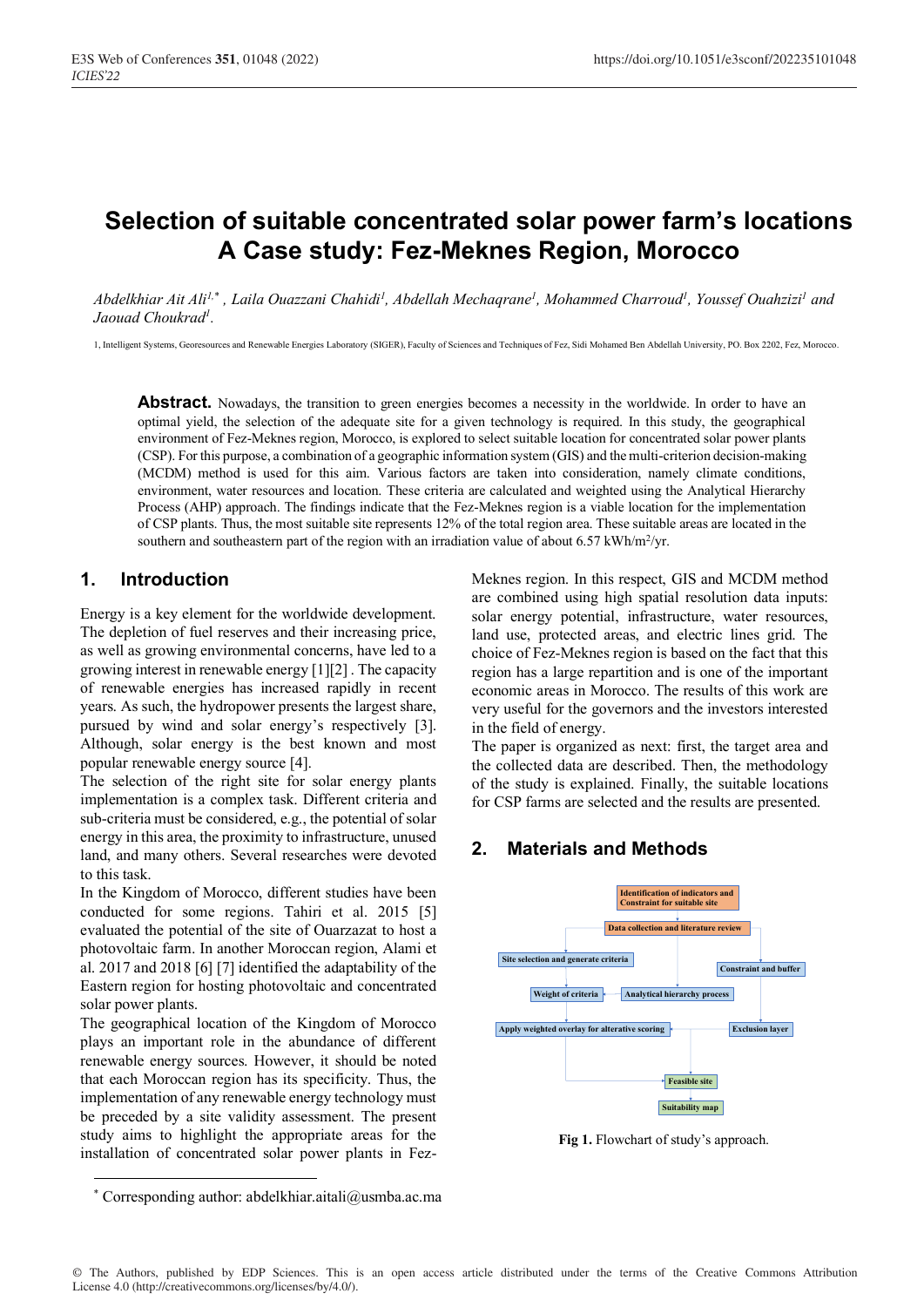# Selection of suitable concentrated solar power farm's locations A Case study: Fez-Meknes Region, Morocco

*Abdelkhiar Ait Ali[1,*], Laila Ouazzani Chahidi[1], Abdellah Mechaqrane[1], Mohammed Charroud[1], Youssef Ouahzizi[1] and Jaouad Choukrad[1].*

1, Intelligent Systems, Georesources and Renewable Energies Laboratory (SIGER), Faculty of Sciences and Techniques of Fez, Sidi Mohamed Ben Abdellah University, PO. Box 2202, Fez, Morocco.

**Abstract.** Nowadays, the transition to green energies becomes a necessity in the worldwide. In order to have an optimal yield, the selection of the adequate site for a given technology is required. In this study, the geographical environment of Fez-Meknes region, Morocco, is explored to select suitable location for concentrated solar power plants (CSP). For this purpose, a combination of a geographic information system (GIS) and the multi-criterion decision-making (MCDM) method is used for this aim. Various factors are taken into consideration, namely climate conditions, environment, water resources and location. These criteria are calculated and weighted using the Analytical Hierarchy Process (AHP) approach. The findings indicate that the Fez-Meknes region is a viable location for the implementation of CSP plants. Thus, the most suitable site represents 12% of the total region area. These suitable areas are located in the southern and southeastern part of the region with an irradiation value of about 6.57 kWh/m$^2$/yr.

## 1. Introduction

Energy is a key element for the worldwide development. The depletion of fuel reserves and their increasing price, as well as growing environmental concerns, have led to a growing interest in renewable energy [1][2] . The capacity of renewable energies has increased rapidly in recent years. As such, the hydropower presents the largest share, pursued by wind and solar energy's respectively [3]. Although, solar energy is the best known and most popular renewable energy source [4].

The selection of the right site for solar energy plants implementation is a complex task. Different criteria and sub-criteria must be considered, e.g., the potential of solar energy in this area, the proximity to infrastructure, unused land, and many others. Several researches were devoted to this task.

In the Kingdom of Morocco, different studies have been conducted for some regions. Tahiri et al. 2015 [5] evaluated the potential of the site of Ouarzazat to host a photovoltaic farm. In another Moroccan region, Alami et al. 2017 and 2018 [6] [7] identified the adaptability of the Eastern region for hosting photovoltaic and concentrated solar power plants.

The geographical location of the Kingdom of Morocco plays an important role in the abundance of different renewable energy sources. However, it should be noted that each Moroccan region has its specificity. Thus, the implementation of any renewable energy technology must be preceded by a site validity assessment. The present study aims to highlight the appropriate areas for the installation of concentrated solar power plants in Fez-Meknes region. In this respect, GIS and MCDM method are combined using high spatial resolution data inputs: solar energy potential, infrastructure, water resources, land use, protected areas, and electric lines grid. The choice of Fez-Meknes region is based on the fact that this region has a large repartition and is one of the important economic areas in Morocco. The results of this work are very useful for the governors and the investors interested in the field of energy.

The paper is organized as next: first, the target area and the collected data are described. Then, the methodology of the study is explained. Finally, the suitable locations for CSP farms are selected and the results are presented.

## 2. Materials and Methods

Identification of indicators and Constraint for suitable site

Data collection and literature review

Site selection and generate criteria

Constraint and buffer

Weight of criteria

Analytical hierarchy process

Apply weighted overlay for alterative scoring

Exclusion layer

Feasible site

Suitability map

**Fig 1.** Flowchart of study's approach.

[*] Corresponding author: abdelkhiar.aitali@usmba.ac.ma

© The Authors, published by EDP Sciences. This is an open access article distributed under the terms of the Creative Commons Attribution License 4.0 (http://creativecommons.org/licenses/by/4.0/).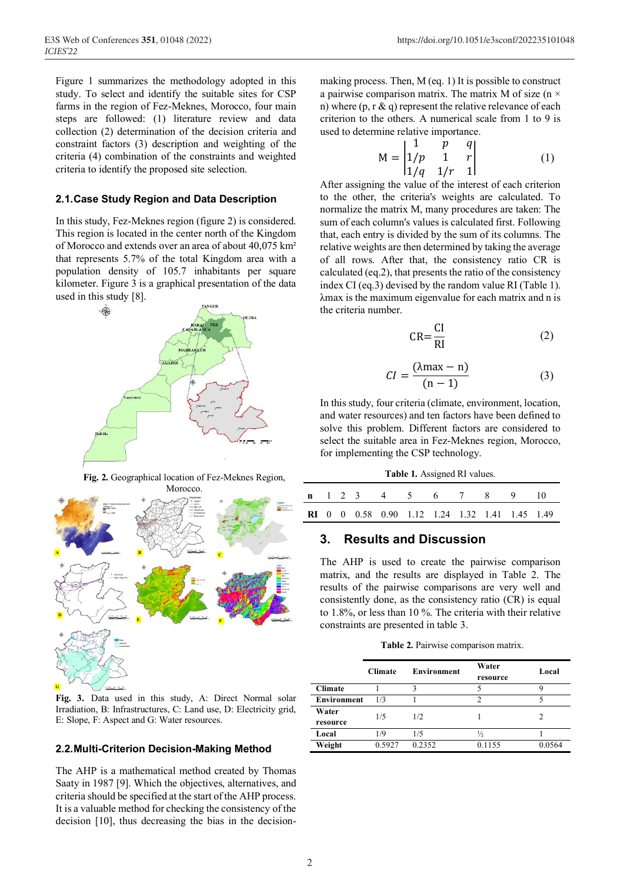Figure 1 summarizes the methodology adopted in this study. To select and identify the suitable sites for CSP farms in the region of Fez-Meknes, Morocco, four main steps are followed: (1) literature review and data collection (2) determination of the decision criteria and constraint factors (3) description and weighting of the criteria (4) combination of the constraints and weighted criteria to identify the proposed site selection.

## 2.1. Case Study Region and Data Description

In this study, Fez-Meknes region (figure 2) is considered. This region is located in the center north of the Kingdom of Morocco and extends over an area of about 40,075 km² that represents 5.7% of the total Kingdom area with a population density of 105.7 inhabitants per square kilometer. Figure 3 is a graphical presentation of the data used in this study [8].

**Fig. 2.** Geographical location of Fez-Meknes Region, Morocco.

**Fig. 3.** Data used in this study, A: Direct Normal solar Irradiation, B: Infrastructures, C: Land use, D: Electricity grid, E: Slope, F: Aspect and G: Water resources.

## 2.2. Multi-Criterion Decision-Making Method

The AHP is a mathematical method created by Thomas Saaty in 1987 [9]. Which the objectives, alternatives, and criteria should be specified at the start of the AHP process. It is a valuable method for checking the consistency of the decision [10], thus decreasing the bias in the decision-making process. Then, M (eq. 1) It is possible to construct a pairwise comparison matrix. The matrix M of size (n × n) where (p, r & q) represent the relative relevance of each criterion to the others. A numerical scale from 1 to 9 is used to determine relative importance.

$$M = \begin{vmatrix} 1 & p & q \\ 1/p & 1 & r \\ 1/q & 1/r & 1 \end{vmatrix} \quad (1)$$

After assigning the value of the interest of each criterion to the other, the criteria's weights are calculated. To normalize the matrix M, many procedures are taken: The sum of each column's values is calculated first. Following that, each entry is divided by the sum of its columns. The relative weights are then determined by taking the average of all rows. After that, the consistency ratio CR is calculated (eq.2), that presents the ratio of the consistency index CI (eq.3) devised by the random value RI (Table 1). λmax is the maximum eigenvalue for each matrix and n is the criteria number.

$$CR = \frac{CI}{RI} \quad (2)$$

$$CI = \frac{(\lambda max - n)}{(n-1)} \quad (3)$$

In this study, four criteria (climate, environment, location, and water resources) and ten factors have been defined to solve this problem. Different factors are considered to select the suitable area in Fez-Meknes region, Morocco, for implementing the CSP technology.

**Table 1.** Assigned RI values.

| n | 1 | 2 | 3 | 4 | 5 | 6 | 7 | 8 | 9 | 10 |
|---|---|---|---|---|---|---|---|---|---|---|
| RI | 0 | 0 | 0.58 | 0.90 | 1.12 | 1.24 | 1.32 | 1.41 | 1.45 | 1.49 |

# 3. Results and Discussion

The AHP is used to create the pairwise comparison matrix, and the results are displayed in Table 2. The results of the pairwise comparisons are very well and consistently done, as the consistency ratio (CR) is equal to 1.8%, or less than 10 %. The criteria with their relative constraints are presented in table 3.

**Table 2.** Pairwise comparison matrix.

| | Climate | Environment | Water resource | Local |
|---|---|---|---|---|
| **Climate** | 1 | 3 | 5 | 9 |
| **Environment** | 1/3 | 1 | 2 | 5 |
| **Water resource** | 1/5 | 1/2 | 1 | 2 |
| **Local** | 1/9 | 1/5 | ½ | 1 |
| **Weight** | 0.5927 | 0.2352 | 0.1155 | 0.0564 |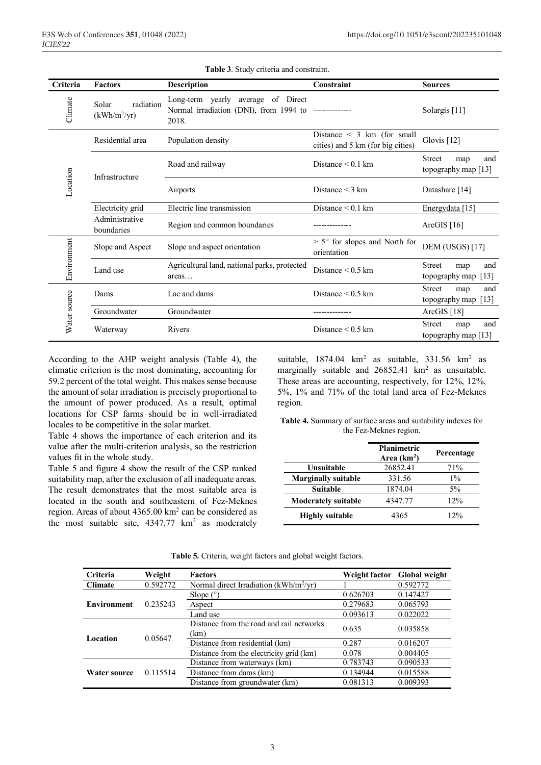**Table 3**. Study criteria and constraint.

| Criteria | Factors | Description | Constraint | Sources |
|---|---|---|---|---|
| Climate | Solar radiation ($kWh/m^2/yr$) | Long-term yearly average of Direct Normal irradiation (DNI), from 1994 to 2018. | -------------- | Solargis [11] |
| Location | Residential area | Population density | Distance < 3 km (for small cities) and 5 km (for big cities) | Glovis [12] |
| | Infrastructure | Road and railway | Distance < 0.1 km | Street map and topography map [13] |
| | | Airports | Distance < 3 km | Datashare [14] |
| | Electricity grid | Electric line transmission | Distance < 0.1 km | Energydata [15] |
| | Administrative boundaries | Region and common boundaries | -------------- | ArcGIS [16] |
| Environment | Slope and Aspect | Slope and aspect orientation | > 5° for slopes and North for orientation | DEM (USGS) [17] |
| | Land use | Agricultural land, national parks, protected areas… | Distance < 0.5 km | Street map and topography map [13] |
| Water source | Dams | Lac and dams | Distance < 0.5 km | Street map and topography map [13] |
| | Groundwater | Groundwater | -------------- | ArcGIS [18] |
| | Waterway | Rivers | Distance < 0.5 km | Street map and topography map [13] |

According to the AHP weight analysis (Table 4), the climatic criterion is the most dominating, accounting for 59.2 percent of the total weight. This makes sense because the amount of solar irradiation is precisely proportional to the amount of power produced. As a result, optimal locations for CSP farms should be in well-irradiated locales to be competitive in the solar market.

Table 4 shows the importance of each criterion and its value after the multi-criterion analysis, so the restriction values fit in the whole study.

Table 5 and figure 4 show the result of the CSP ranked suitability map, after the exclusion of all inadequate areas. The result demonstrates that the most suitable area is located in the south and southeastern of Fez-Meknes region. Areas of about 4365.00 $km^2$ can be considered as the most suitable site, 4347.77 $km^2$ as moderately suitable, 1874.04 $km^2$ as suitable, 331.56 $km^2$ as marginally suitable and 26852.41 $km^2$ as unsuitable. These areas are accounting, respectively, for 12%, 12%, 5%, 1% and 71% of the total land area of Fez-Meknes region.

**Table 4.** Summary of surface areas and suitability indexes for the Fez-Meknes region.

| | Planimetric Area ($km^2$) | Percentage |
|---|---|---|
| **Unsuitable** | 26852.41 | 71% |
| **Marginally suitable** | 331.56 | 1% |
| **Suitable** | 1874.04 | 5% |
| **Moderately suitable** | 4347.77 | 12% |
| **Highly suitable** | 4365 | 12% |

**Table 5.** Criteria, weight factors and global weight factors.

| Criteria | Weight | Factors | Weight factor | Global weight |
|---|---|---|---|---|
| **Climate** | 0.592772 | Normal direct Irradiation ($kWh/m^2/yr$) | 1 | 0.592772 |
| **Environment** | 0.235243 | Slope (°) | 0.626703 | 0.147427 |
| | | Aspect | 0.279683 | 0.065793 |
| | | Land use | 0.093613 | 0.022022 |
| **Location** | 0.05647 | Distance from the road and rail networks (km) | 0.635 | 0.035858 |
| | | Distance from residential (km) | 0.287 | 0.016207 |
| | | Distance from the electricity grid (km) | 0.078 | 0.004405 |
| **Water source** | 0.115514 | Distance from waterways (km) | 0.783743 | 0.090533 |
| | | Distance from dams (km) | 0.134944 | 0.015588 |
| | | Distance from groundwater (km) | 0.081313 | 0.009393 |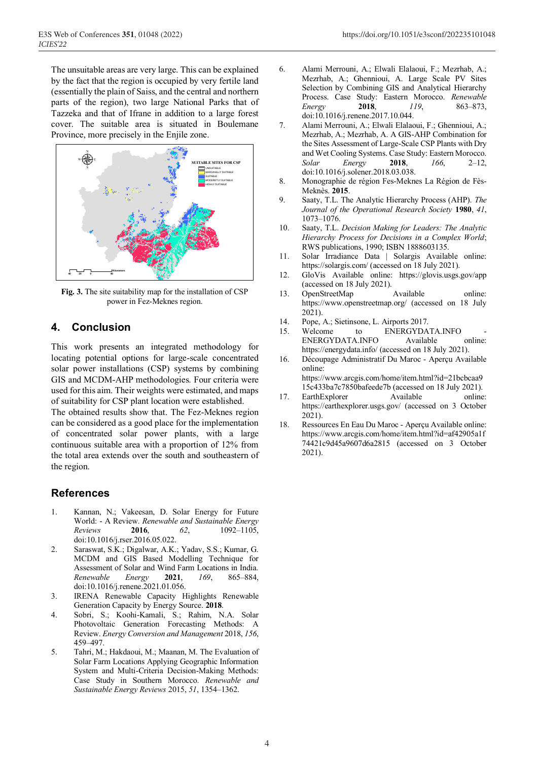The unsuitable areas are very large. This can be explained by the fact that the region is occupied by very fertile land (essentially the plain of Saiss, and the central and northern parts of the region), two large National Parks that of Tazzeka and that of Ifrane in addition to a large forest cover. The suitable area is situated in Boulemane Province, more precisely in the Enjile zone.

SUITABLE SITES FOR CSP
UNSUITABLE
MARGINALLY SUITABLE
SUITABLE
MODERETLY SUITABLE
HIGHLY SUITABLE

Kilometers
40 20 0 40

**Fig. 3.** The site suitability map for the installation of CSP power in Fez-Meknes region.

## 4. Conclusion

This work presents an integrated methodology for locating potential options for large-scale concentrated solar power installations (CSP) systems by combining GIS and MCDM-AHP methodologies. Four criteria were used for this aim. Their weights were estimated, and maps of suitability for CSP plant location were established.

The obtained results show that. The Fez-Meknes region can be considered as a good place for the implementation of concentrated solar power plants, with a large continuous suitable area with a proportion of 12% from the total area extends over the south and southeastern of the region.

## References

1. Kannan, N.; Vakeesan, D. Solar Energy for Future World: - A Review. *Renewable and Sustainable Energy Reviews* **2016**, *62*, 1092–1105, doi:10.1016/j.rser.2016.05.022.
2. Saraswat, S.K.; Digalwar, A.K.; Yadav, S.S.; Kumar, G. MCDM and GIS Based Modelling Technique for Assessment of Solar and Wind Farm Locations in India. *Renewable Energy* **2021**, *169*, 865–884, doi:10.1016/j.renene.2021.01.056.
3. IRENA Renewable Capacity Highlights Renewable Generation Capacity by Energy Source. **2018**.
4. Sobri, S.; Koohi-Kamali, S.; Rahim, N.A. Solar Photovoltaic Generation Forecasting Methods: A Review. *Energy Conversion and Management* 2018, *156*, 459–497.
5. Tahri, M.; Hakdaoui, M.; Maanan, M. The Evaluation of Solar Farm Locations Applying Geographic Information System and Multi-Criteria Decision-Making Methods: Case Study in Southern Morocco. *Renewable and Sustainable Energy Reviews* 2015, *51*, 1354–1362.
6. Alami Merrouni, A.; Elwali Elalaoui, F.; Mezrhab, A.; Mezrhab, A.; Ghennioui, A. Large Scale PV Sites Selection by Combining GIS and Analytical Hierarchy Process. Case Study: Eastern Morocco. *Renewable Energy* **2018**, *119*, 863–873, doi:10.1016/j.renene.2017.10.044.
7. Alami Merrouni, A.; Elwali Elalaoui, F.; Ghennioui, A.; Mezrhab, A.; Mezrhab, A. A GIS-AHP Combination for the Sites Assessment of Large-Scale CSP Plants with Dry and Wet Cooling Systems. Case Study: Eastern Morocco. *Solar Energy* **2018**, *166*, 2–12, doi:10.1016/j.solener.2018.03.038.
8. Monographie de région Fes-Meknes La Région de Fès-Meknès. **2015**.
9. Saaty, T.L. The Analytic Hierarchy Process (AHP). *The Journal of the Operational Research Society* **1980**, *41*, 1073–1076.
10. Saaty, T.L. *Decision Making for Leaders: The Analytic Hierarchy Process for Decisions in a Complex World*; RWS publications, 1990; ISBN 1888603135.
11. Solar Irradiance Data | Solargis Available online: https://solargis.com/ (accessed on 18 July 2021).
12. GloVis Available online: https://glovis.usgs.gov/app (accessed on 18 July 2021).
13. OpenStreetMap Available online: https://www.openstreetmap.org/ (accessed on 18 July 2021).
14. Pope, A.; Sietinsone, L. Airports 2017.
15. Welcome to ENERGYDATA.INFO - ENERGYDATA.INFO Available online: https://energydata.info/ (accessed on 18 July 2021).
16. Découpage Administratif Du Maroc - Aperçu Available online: https://www.arcgis.com/home/item.html?id=21bcbcaa915c433ba7c7850bafeede7b (accessed on 18 July 2021).
17. EarthExplorer Available online: https://earthexplorer.usgs.gov/ (accessed on 3 October 2021).
18. Ressources En Eau Du Maroc - Aperçu Available online: https://www.arcgis.com/home/item.html?id=af42905a1f74421c9d45a9607d6a2815 (accessed on 3 October 2021).